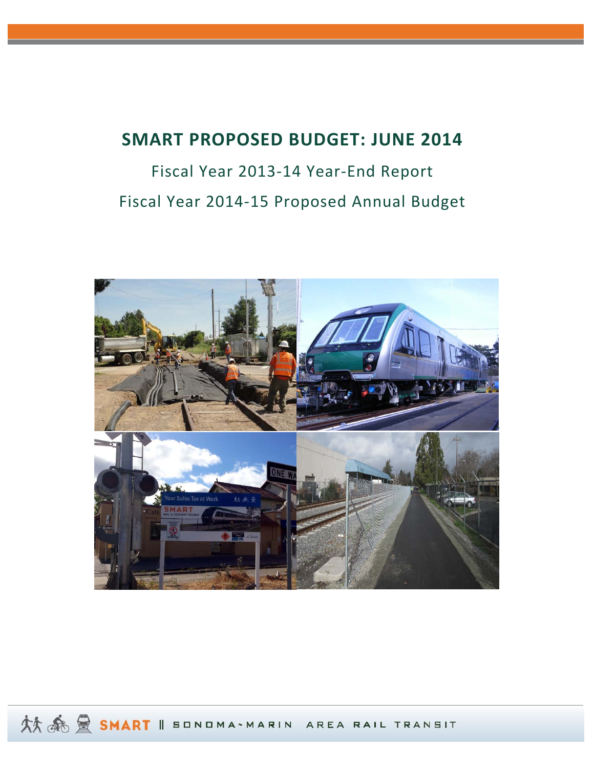# SMART PROPOSED BUDGET: JUNE 2014

Fiscal Year 2013-14 Year-End Report

Fiscal Year 2014-15 Proposed Annual Budget

SMART || SONOMA-MARIN AREA RAIL TRANSIT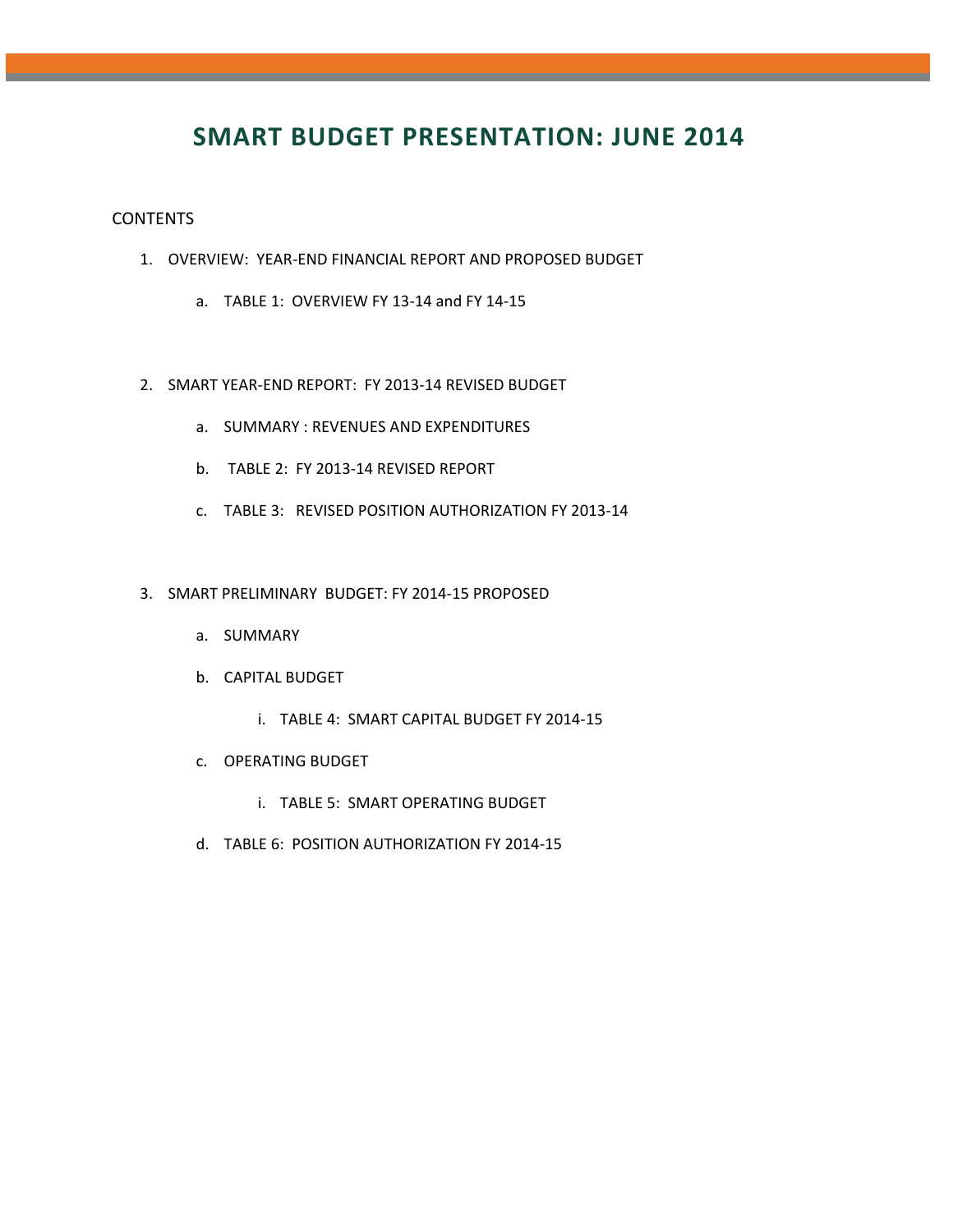# SMART BUDGET PRESENTATION: JUNE 2014

CONTENTS

1. OVERVIEW: YEAR-END FINANCIAL REPORT AND PROPOSED BUDGET
   a. TABLE 1: OVERVIEW FY 13-14 and FY 14-15

2. SMART YEAR-END REPORT: FY 2013-14 REVISED BUDGET
   a. SUMMARY : REVENUES AND EXPENDITURES
   b. TABLE 2: FY 2013-14 REVISED REPORT
   c. TABLE 3: REVISED POSITION AUTHORIZATION FY 2013-14

3. SMART PRELIMINARY BUDGET: FY 2014-15 PROPOSED
   a. SUMMARY
   b. CAPITAL BUDGET
      i. TABLE 4: SMART CAPITAL BUDGET FY 2014-15
   c. OPERATING BUDGET
      i. TABLE 5: SMART OPERATING BUDGET
   d. TABLE 6: POSITION AUTHORIZATION FY 2014-15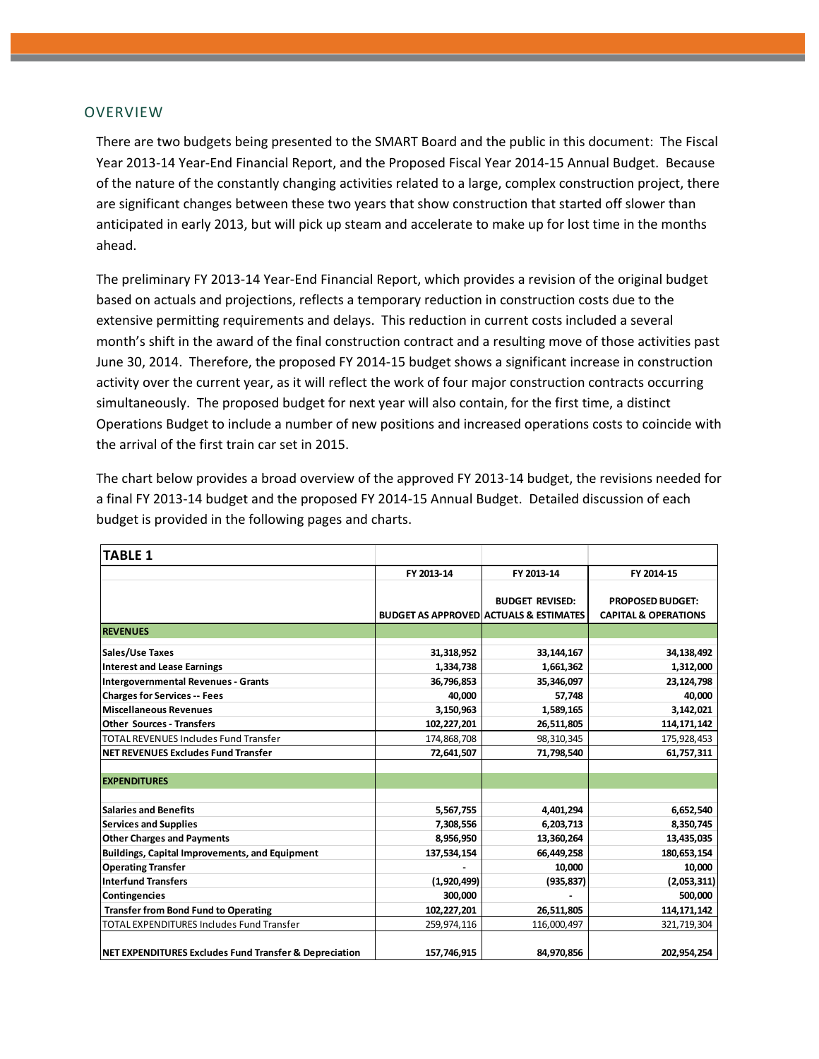## OVERVIEW

There are two budgets being presented to the SMART Board and the public in this document: The Fiscal Year 2013-14 Year-End Financial Report, and the Proposed Fiscal Year 2014-15 Annual Budget. Because of the nature of the constantly changing activities related to a large, complex construction project, there are significant changes between these two years that show construction that started off slower than anticipated in early 2013, but will pick up steam and accelerate to make up for lost time in the months ahead.

The preliminary FY 2013-14 Year-End Financial Report, which provides a revision of the original budget based on actuals and projections, reflects a temporary reduction in construction costs due to the extensive permitting requirements and delays. This reduction in current costs included a several month's shift in the award of the final construction contract and a resulting move of those activities past June 30, 2014. Therefore, the proposed FY 2014-15 budget shows a significant increase in construction activity over the current year, as it will reflect the work of four major construction contracts occurring simultaneously. The proposed budget for next year will also contain, for the first time, a distinct Operations Budget to include a number of new positions and increased operations costs to coincide with the arrival of the first train car set in 2015.

The chart below provides a broad overview of the approved FY 2013-14 budget, the revisions needed for a final FY 2013-14 budget and the proposed FY 2014-15 Annual Budget. Detailed discussion of each budget is provided in the following pages and charts.

| TABLE 1 | FY 2013-14 | FY 2013-14 | FY 2014-15 |
|---|---|---|---|
| | BUDGET AS APPROVED | BUDGET REVISED: ACTUALS & ESTIMATES | PROPOSED BUDGET: CAPITAL & OPERATIONS |
| **REVENUES** | | | |
| **Sales/Use Taxes** | 31,318,952 | 33,144,167 | 34,138,492 |
| **Interest and Lease Earnings** | 1,334,738 | 1,661,362 | 1,312,000 |
| **Intergovernmental Revenues - Grants** | 36,796,853 | 35,346,097 | 23,124,798 |
| **Charges for Services -- Fees** | 40,000 | 57,748 | 40,000 |
| **Miscellaneous Revenues** | 3,150,963 | 1,589,165 | 3,142,021 |
| **Other Sources - Transfers** | 102,227,201 | 26,511,805 | 114,171,142 |
| TOTAL REVENUES Includes Fund Transfer | 174,868,708 | 98,310,345 | 175,928,453 |
| **NET REVENUES Excludes Fund Transfer** | 72,641,507 | 71,798,540 | 61,757,311 |
| **EXPENDITURES** | | | |
| **Salaries and Benefits** | 5,567,755 | 4,401,294 | 6,652,540 |
| **Services and Supplies** | 7,308,556 | 6,203,713 | 8,350,745 |
| **Other Charges and Payments** | 8,956,950 | 13,360,264 | 13,435,035 |
| **Buildings, Capital Improvements, and Equipment** | 137,534,154 | 66,449,258 | 180,653,154 |
| **Operating Transfer** | - | 10,000 | 10,000 |
| **Interfund Transfers** | (1,920,499) | (935,837) | (2,053,311) |
| **Contingencies** | 300,000 | - | 500,000 |
| **Transfer from Bond Fund to Operating** | 102,227,201 | 26,511,805 | 114,171,142 |
| TOTAL EXPENDITURES Includes Fund Transfer | 259,974,116 | 116,000,497 | 321,719,304 |
| **NET EXPENDITURES Excludes Fund Transfer & Depreciation** | 157,746,915 | 84,970,856 | 202,954,254 |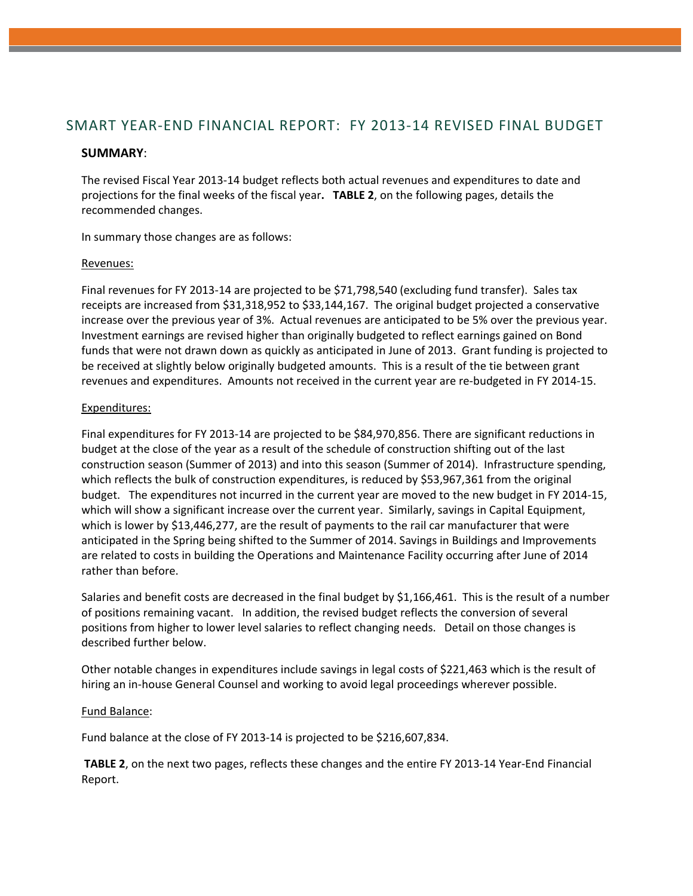# SMART YEAR-END FINANCIAL REPORT: FY 2013-14 REVISED FINAL BUDGET

**SUMMARY**:

The revised Fiscal Year 2013-14 budget reflects both actual revenues and expenditures to date and projections for the final weeks of the fiscal year**. TABLE 2**, on the following pages, details the recommended changes.

In summary those changes are as follows:

Revenues:

Final revenues for FY 2013-14 are projected to be $71,798,540 (excluding fund transfer). Sales tax receipts are increased from $31,318,952 to $33,144,167. The original budget projected a conservative increase over the previous year of 3%. Actual revenues are anticipated to be 5% over the previous year. Investment earnings are revised higher than originally budgeted to reflect earnings gained on Bond funds that were not drawn down as quickly as anticipated in June of 2013. Grant funding is projected to be received at slightly below originally budgeted amounts. This is a result of the tie between grant revenues and expenditures. Amounts not received in the current year are re-budgeted in FY 2014-15.

Expenditures:

Final expenditures for FY 2013-14 are projected to be $84,970,856. There are significant reductions in budget at the close of the year as a result of the schedule of construction shifting out of the last construction season (Summer of 2013) and into this season (Summer of 2014). Infrastructure spending, which reflects the bulk of construction expenditures, is reduced by $53,967,361 from the original budget. The expenditures not incurred in the current year are moved to the new budget in FY 2014-15, which will show a significant increase over the current year. Similarly, savings in Capital Equipment, which is lower by $13,446,277, are the result of payments to the rail car manufacturer that were anticipated in the Spring being shifted to the Summer of 2014. Savings in Buildings and Improvements are related to costs in building the Operations and Maintenance Facility occurring after June of 2014 rather than before.

Salaries and benefit costs are decreased in the final budget by $1,166,461. This is the result of a number of positions remaining vacant. In addition, the revised budget reflects the conversion of several positions from higher to lower level salaries to reflect changing needs. Detail on those changes is described further below.

Other notable changes in expenditures include savings in legal costs of $221,463 which is the result of hiring an in-house General Counsel and working to avoid legal proceedings wherever possible.

Fund Balance:

Fund balance at the close of FY 2013-14 is projected to be $216,607,834.

**TABLE 2**, on the next two pages, reflects these changes and the entire FY 2013-14 Year-End Financial Report.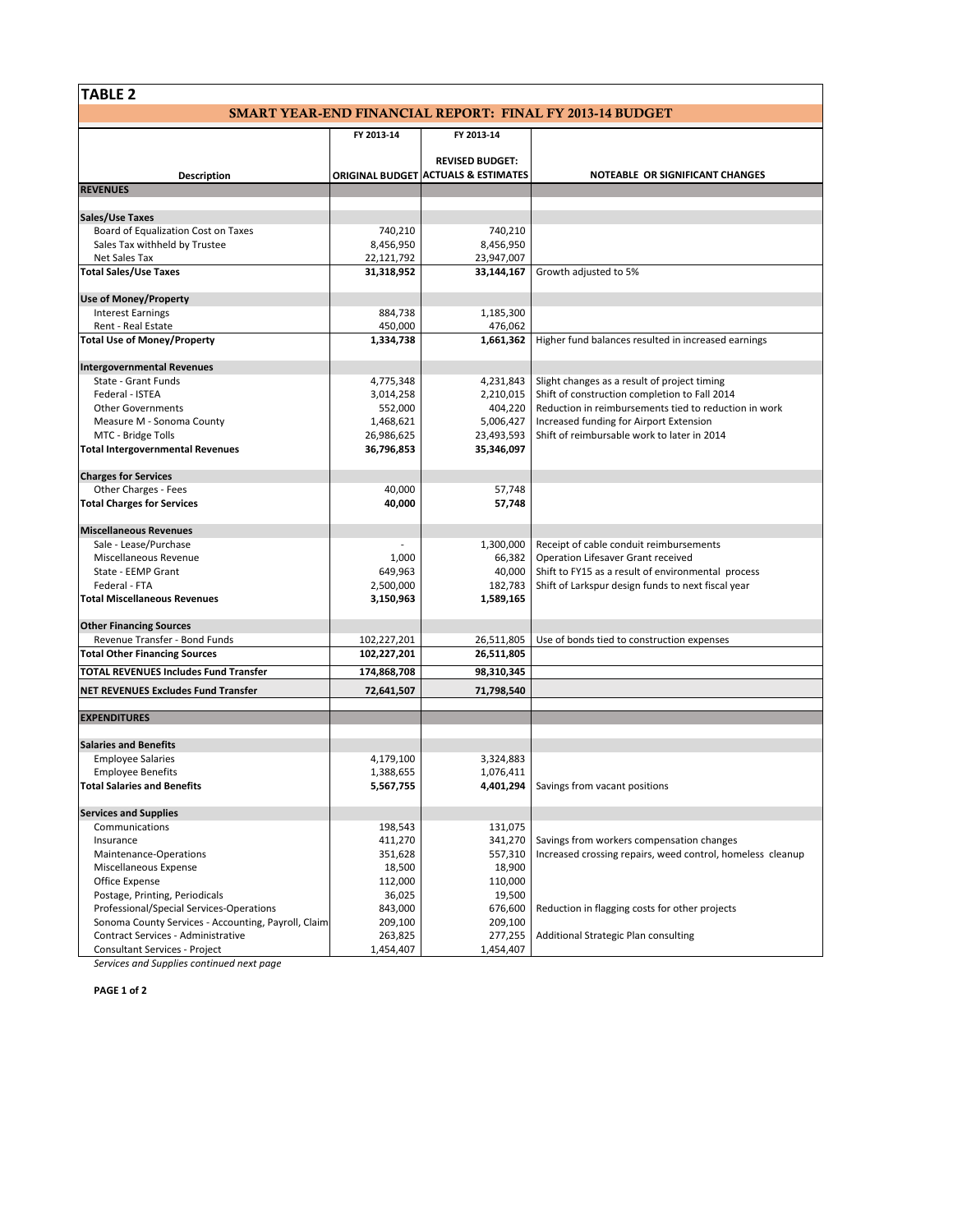## TABLE 2

### SMART YEAR-END FINANCIAL REPORT: FINAL FY 2013-14 BUDGET

| Description | FY 2013-14<br>ORIGINAL BUDGET | FY 2013-14<br>REVISED BUDGET: ACTUALS & ESTIMATES | NOTEABLE OR SIGNIFICANT CHANGES |
|---|---|---|---|
| **REVENUES** | | | |
| **Sales/Use Taxes** | | | |
| Board of Equalization Cost on Taxes | 740,210 | 740,210 | |
| Sales Tax withheld by Trustee | 8,456,950 | 8,456,950 | |
| Net Sales Tax | 22,121,792 | 23,947,007 | |
| **Total Sales/Use Taxes** | **31,318,952** | **33,144,167** | Growth adjusted to 5% |
| **Use of Money/Property** | | | |
| Interest Earnings | 884,738 | 1,185,300 | |
| Rent - Real Estate | 450,000 | 476,062 | |
| **Total Use of Money/Property** | **1,334,738** | **1,661,362** | Higher fund balances resulted in increased earnings |
| **Intergovernmental Revenues** | | | |
| State - Grant Funds | 4,775,348 | 4,231,843 | Slight changes as a result of project timing |
| Federal - ISTEA | 3,014,258 | 2,210,015 | Shift of construction completion to Fall 2014 |
| Other Governments | 552,000 | 404,220 | Reduction in reimbursements tied to reduction in work |
| Measure M - Sonoma County | 1,468,621 | 5,006,427 | Increased funding for Airport Extension |
| MTC - Bridge Tolls | 26,986,625 | 23,493,593 | Shift of reimbursable work to later in 2014 |
| **Total Intergovernmental Revenues** | **36,796,853** | **35,346,097** | |
| **Charges for Services** | | | |
| Other Charges - Fees | 40,000 | 57,748 | |
| **Total Charges for Services** | **40,000** | **57,748** | |
| **Miscellaneous Revenues** | | | |
| Sale - Lease/Purchase | - | 1,300,000 | Receipt of cable conduit reimbursements |
| Miscellaneous Revenue | 1,000 | 66,382 | Operation Lifesaver Grant received |
| State - EEMP Grant | 649,963 | 40,000 | Shift to FY15 as a result of environmental process |
| Federal - FTA | 2,500,000 | 182,783 | Shift of Larkspur design funds to next fiscal year |
| **Total Miscellaneous Revenues** | **3,150,963** | **1,589,165** | |
| **Other Financing Sources** | | | |
| Revenue Transfer - Bond Funds | 102,227,201 | 26,511,805 | Use of bonds tied to construction expenses |
| **Total Other Financing Sources** | **102,227,201** | **26,511,805** | |
| **TOTAL REVENUES Includes Fund Transfer** | **174,868,708** | **98,310,345** | |
| **NET REVENUES Excludes Fund Transfer** | **72,641,507** | **71,798,540** | |
| **EXPENDITURES** | | | |
| **Salaries and Benefits** | | | |
| Employee Salaries | 4,179,100 | 3,324,883 | |
| Employee Benefits | 1,388,655 | 1,076,411 | |
| **Total Salaries and Benefits** | **5,567,755** | **4,401,294** | Savings from vacant positions |
| **Services and Supplies** | | | |
| Communications | 198,543 | 131,075 | |
| Insurance | 411,270 | 341,270 | Savings from workers compensation changes |
| Maintenance-Operations | 351,628 | 557,310 | Increased crossing repairs, weed control, homeless cleanup |
| Miscellaneous Expense | 18,500 | 18,900 | |
| Office Expense | 112,000 | 110,000 | |
| Postage, Printing, Periodicals | 36,025 | 19,500 | |
| Professional/Special Services-Operations | 843,000 | 676,600 | Reduction in flagging costs for other projects |
| Sonoma County Services - Accounting, Payroll, Claim | 209,100 | 209,100 | |
| Contract Services - Administrative | 263,825 | 277,255 | Additional Strategic Plan consulting |
| Consultant Services - Project | 1,454,407 | 1,454,407 | |

*Services and Supplies continued next page*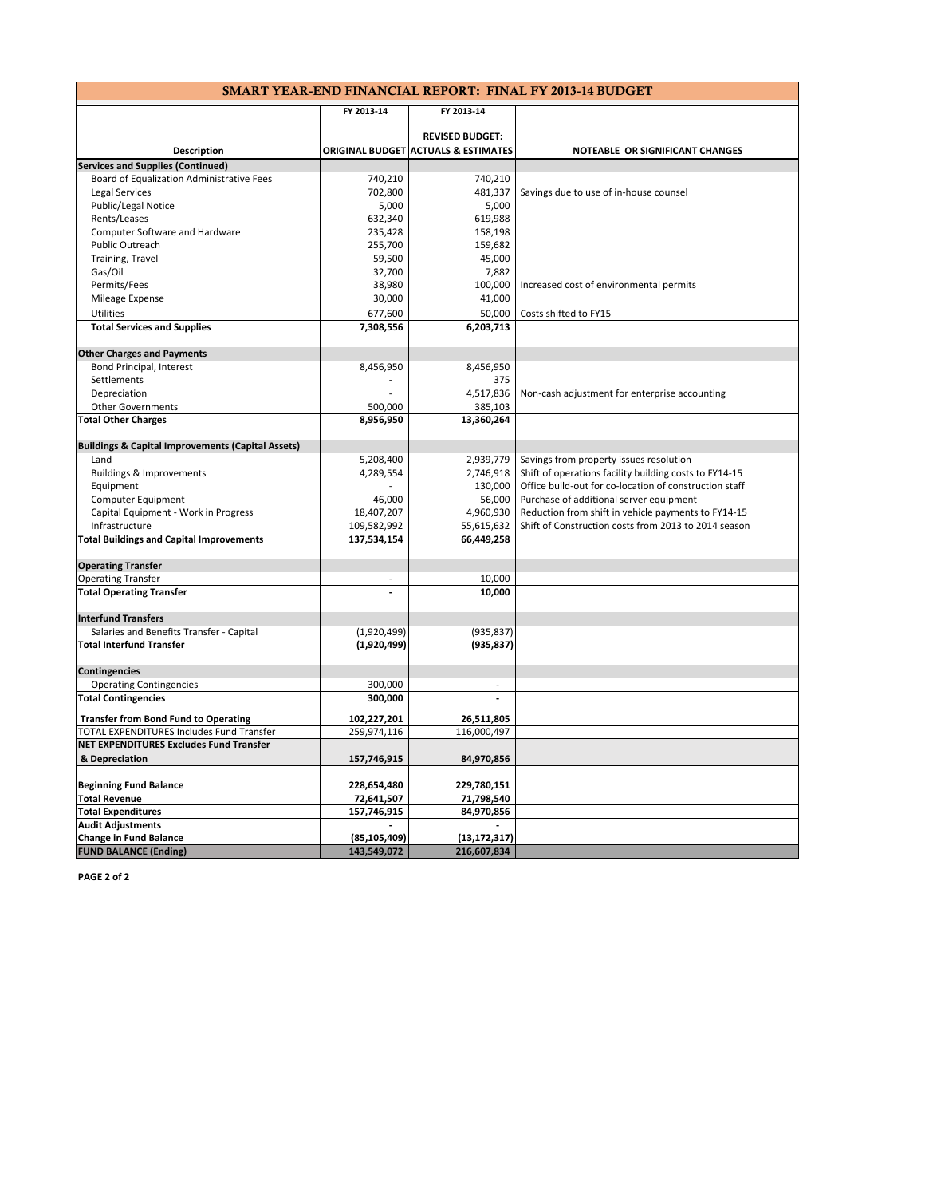# SMART YEAR-END FINANCIAL REPORT: FINAL FY 2013-14 BUDGET

| Description | FY 2013-14 ORIGINAL BUDGET | FY 2013-14 REVISED BUDGET: ACTUALS & ESTIMATES | NOTEABLE OR SIGNIFICANT CHANGES |
|---|---|---|---|
| **Services and Supplies (Continued)** | | | |
| Board of Equalization Administrative Fees | 740,210 | 740,210 | |
| Legal Services | 702,800 | 481,337 | Savings due to use of in-house counsel |
| Public/Legal Notice | 5,000 | 5,000 | |
| Rents/Leases | 632,340 | 619,988 | |
| Computer Software and Hardware | 235,428 | 158,198 | |
| Public Outreach | 255,700 | 159,682 | |
| Training, Travel | 59,500 | 45,000 | |
| Gas/Oil | 32,700 | 7,882 | |
| Permits/Fees | 38,980 | 100,000 | Increased cost of environmental permits |
| Mileage Expense | 30,000 | 41,000 | |
| Utilities | 677,600 | 50,000 | Costs shifted to FY15 |
| **Total Services and Supplies** | **7,308,556** | **6,203,713** | |
| | | | |
| **Other Charges and Payments** | | | |
| Bond Principal, Interest | 8,456,950 | 8,456,950 | |
| Settlements | - | 375 | |
| Depreciation | - | 4,517,836 | Non-cash adjustment for enterprise accounting |
| Other Governments | 500,000 | 385,103 | |
| **Total Other Charges** | **8,956,950** | **13,360,264** | |
| | | | |
| **Buildings & Capital Improvements (Capital Assets)** | | | |
| Land | 5,208,400 | 2,939,779 | Savings from property issues resolution |
| Buildings & Improvements | 4,289,554 | 2,746,918 | Shift of operations facility building costs to FY14-15 |
| Equipment | - | 130,000 | Office build-out for co-location of construction staff |
| Computer Equipment | 46,000 | 56,000 | Purchase of additional server equipment |
| Capital Equipment - Work in Progress | 18,407,207 | 4,960,930 | Reduction from shift in vehicle payments to FY14-15 |
| Infrastructure | 109,582,992 | 55,615,632 | Shift of Construction costs from 2013 to 2014 season |
| **Total Buildings and Capital Improvements** | **137,534,154** | **66,449,258** | |
| | | | |
| **Operating Transfer** | | | |
| Operating Transfer | - | 10,000 | |
| **Total Operating Transfer** | **-** | **10,000** | |
| | | | |
| **Interfund Transfers** | | | |
| Salaries and Benefits Transfer - Capital | (1,920,499) | (935,837) | |
| **Total Interfund Transfer** | **(1,920,499)** | **(935,837)** | |
| | | | |
| **Contingencies** | | | |
| Operating Contingencies | 300,000 | - | |
| **Total Contingencies** | **300,000** | **-** | |
| | | | |
| **Transfer from Bond Fund to Operating** | **102,227,201** | **26,511,805** | |
| TOTAL EXPENDITURES Includes Fund Transfer | 259,974,116 | 116,000,497 | |
| **NET EXPENDITURES Excludes Fund Transfer & Depreciation** | **157,746,915** | **84,970,856** | |
| | | | |
| **Beginning Fund Balance** | **228,654,480** | **229,780,151** | |
| **Total Revenue** | **72,641,507** | **71,798,540** | |
| **Total Expenditures** | **157,746,915** | **84,970,856** | |
| **Audit Adjustments** | **-** | **-** | |
| **Change in Fund Balance** | **(85,105,409)** | **(13,172,317)** | |
| **FUND BALANCE (Ending)** | **143,549,072** | **216,607,834** | |

**PAGE 2 of 2**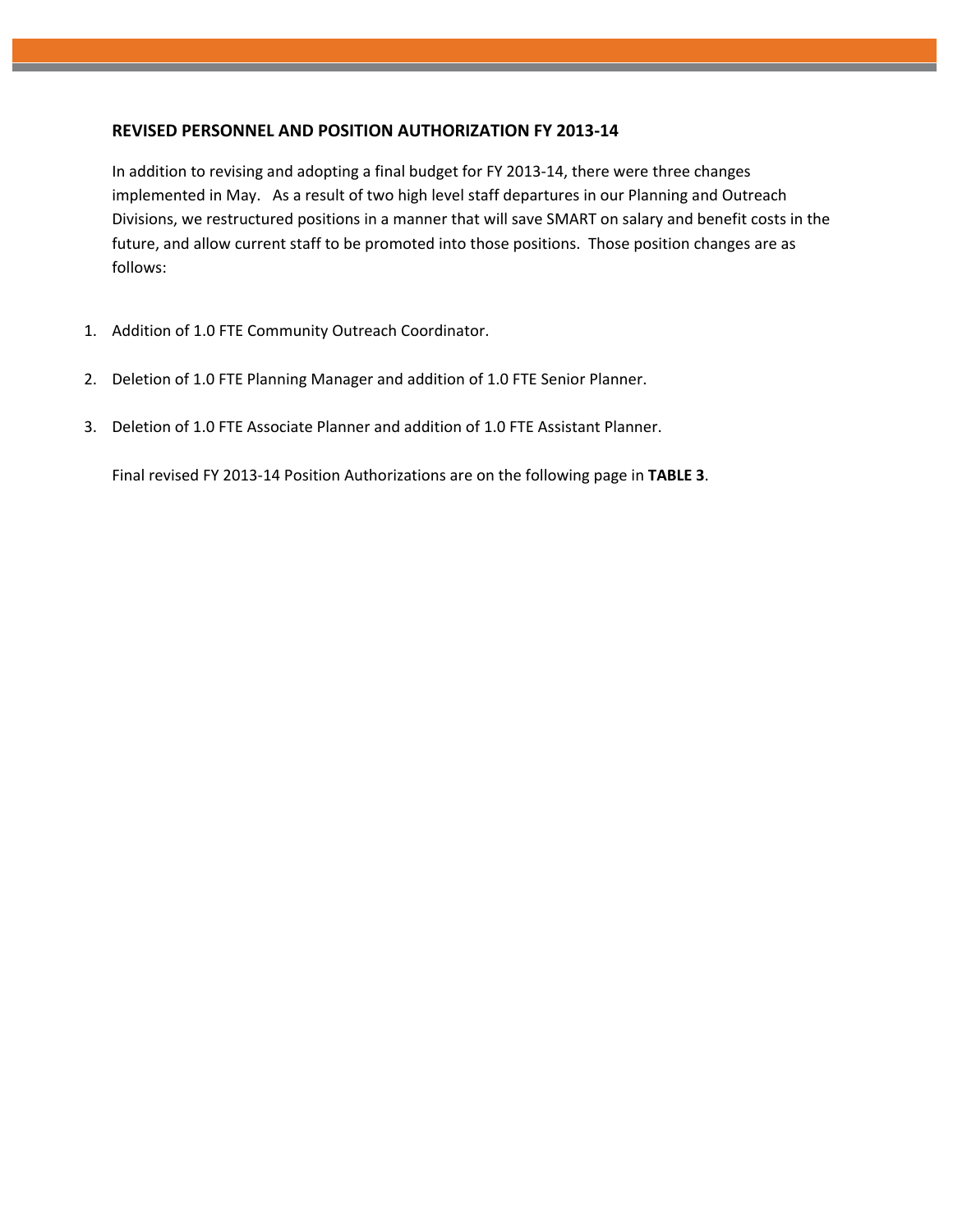## REVISED PERSONNEL AND POSITION AUTHORIZATION FY 2013-14

In addition to revising and adopting a final budget for FY 2013-14, there were three changes implemented in May. As a result of two high level staff departures in our Planning and Outreach Divisions, we restructured positions in a manner that will save SMART on salary and benefit costs in the future, and allow current staff to be promoted into those positions. Those position changes are as follows:

1. Addition of 1.0 FTE Community Outreach Coordinator.
2. Deletion of 1.0 FTE Planning Manager and addition of 1.0 FTE Senior Planner.
3. Deletion of 1.0 FTE Associate Planner and addition of 1.0 FTE Assistant Planner.

Final revised FY 2013-14 Position Authorizations are on the following page in **TABLE 3**.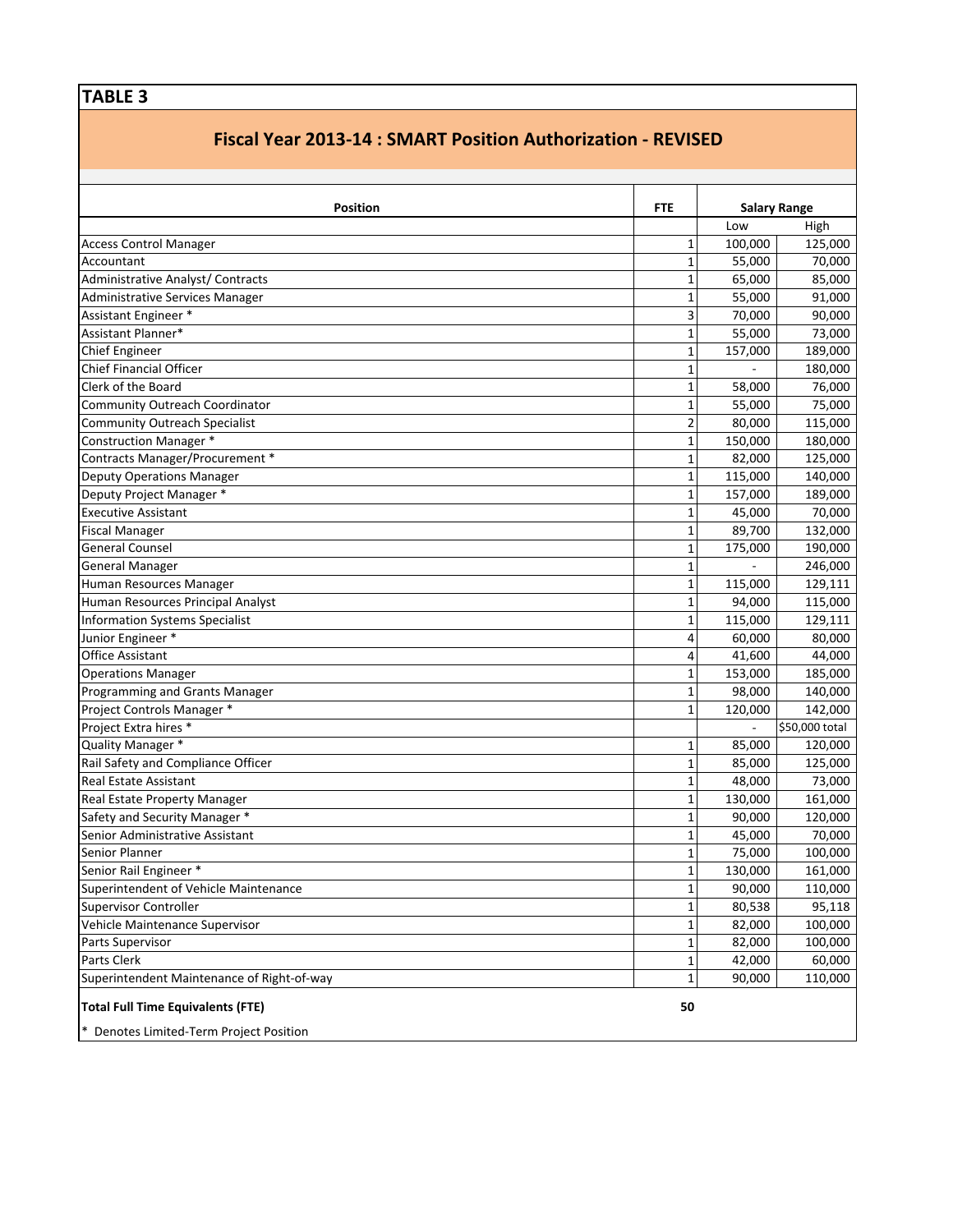**TABLE 3**

## Fiscal Year 2013-14 : SMART Position Authorization - REVISED

| Position | FTE | Salary Range | |
|---|---|---|---|
| | | Low | High |
| Access Control Manager | 1 | 100,000 | 125,000 |
| Accountant | 1 | 55,000 | 70,000 |
| Administrative Analyst/ Contracts | 1 | 65,000 | 85,000 |
| Administrative Services Manager | 1 | 55,000 | 91,000 |
| Assistant Engineer * | 3 | 70,000 | 90,000 |
| Assistant Planner* | 1 | 55,000 | 73,000 |
| Chief Engineer | 1 | 157,000 | 189,000 |
| Chief Financial Officer | 1 | - | 180,000 |
| Clerk of the Board | 1 | 58,000 | 76,000 |
| Community Outreach Coordinator | 1 | 55,000 | 75,000 |
| Community Outreach Specialist | 2 | 80,000 | 115,000 |
| Construction Manager * | 1 | 150,000 | 180,000 |
| Contracts Manager/Procurement * | 1 | 82,000 | 125,000 |
| Deputy Operations Manager | 1 | 115,000 | 140,000 |
| Deputy Project Manager * | 1 | 157,000 | 189,000 |
| Executive Assistant | 1 | 45,000 | 70,000 |
| Fiscal Manager | 1 | 89,700 | 132,000 |
| General Counsel | 1 | 175,000 | 190,000 |
| General Manager | 1 | - | 246,000 |
| Human Resources Manager | 1 | 115,000 | 129,111 |
| Human Resources Principal Analyst | 1 | 94,000 | 115,000 |
| Information Systems Specialist | 1 | 115,000 | 129,111 |
| Junior Engineer * | 4 | 60,000 | 80,000 |
| Office Assistant | 4 | 41,600 | 44,000 |
| Operations Manager | 1 | 153,000 | 185,000 |
| Programming and Grants Manager | 1 | 98,000 | 140,000 |
| Project Controls Manager * | 1 | 120,000 | 142,000 |
| Project Extra hires * | | - | $50,000 total |
| Quality Manager * | 1 | 85,000 | 120,000 |
| Rail Safety and Compliance Officer | 1 | 85,000 | 125,000 |
| Real Estate Assistant | 1 | 48,000 | 73,000 |
| Real Estate Property Manager | 1 | 130,000 | 161,000 |
| Safety and Security Manager * | 1 | 90,000 | 120,000 |
| Senior Administrative Assistant | 1 | 45,000 | 70,000 |
| Senior Planner | 1 | 75,000 | 100,000 |
| Senior Rail Engineer * | 1 | 130,000 | 161,000 |
| Superintendent of Vehicle Maintenance | 1 | 90,000 | 110,000 |
| Supervisor Controller | 1 | 80,538 | 95,118 |
| Vehicle Maintenance Supervisor | 1 | 82,000 | 100,000 |
| Parts Supervisor | 1 | 82,000 | 100,000 |
| Parts Clerk | 1 | 42,000 | 60,000 |
| Superintendent Maintenance of Right-of-way | 1 | 90,000 | 110,000 |
| **Total Full Time Equivalents (FTE)** | **50** | | |

* Denotes Limited-Term Project Position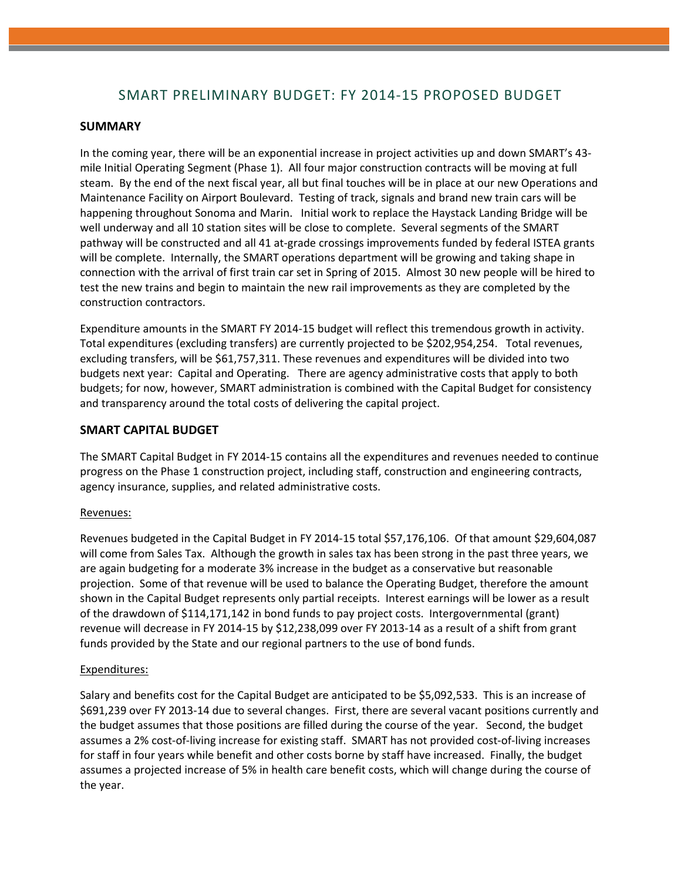# SMART PRELIMINARY BUDGET: FY 2014-15 PROPOSED BUDGET

## SUMMARY

In the coming year, there will be an exponential increase in project activities up and down SMART's 43-mile Initial Operating Segment (Phase 1). All four major construction contracts will be moving at full steam. By the end of the next fiscal year, all but final touches will be in place at our new Operations and Maintenance Facility on Airport Boulevard. Testing of track, signals and brand new train cars will be happening throughout Sonoma and Marin. Initial work to replace the Haystack Landing Bridge will be well underway and all 10 station sites will be close to complete. Several segments of the SMART pathway will be constructed and all 41 at-grade crossings improvements funded by federal ISTEA grants will be complete. Internally, the SMART operations department will be growing and taking shape in connection with the arrival of first train car set in Spring of 2015. Almost 30 new people will be hired to test the new trains and begin to maintain the new rail improvements as they are completed by the construction contractors.

Expenditure amounts in the SMART FY 2014-15 budget will reflect this tremendous growth in activity. Total expenditures (excluding transfers) are currently projected to be $202,954,254. Total revenues, excluding transfers, will be $61,757,311. These revenues and expenditures will be divided into two budgets next year: Capital and Operating. There are agency administrative costs that apply to both budgets; for now, however, SMART administration is combined with the Capital Budget for consistency and transparency around the total costs of delivering the capital project.

## SMART CAPITAL BUDGET

The SMART Capital Budget in FY 2014-15 contains all the expenditures and revenues needed to continue progress on the Phase 1 construction project, including staff, construction and engineering contracts, agency insurance, supplies, and related administrative costs.

Revenues:

Revenues budgeted in the Capital Budget in FY 2014-15 total $57,176,106. Of that amount $29,604,087 will come from Sales Tax. Although the growth in sales tax has been strong in the past three years, we are again budgeting for a moderate 3% increase in the budget as a conservative but reasonable projection. Some of that revenue will be used to balance the Operating Budget, therefore the amount shown in the Capital Budget represents only partial receipts. Interest earnings will be lower as a result of the drawdown of $114,171,142 in bond funds to pay project costs. Intergovernmental (grant) revenue will decrease in FY 2014-15 by $12,238,099 over FY 2013-14 as a result of a shift from grant funds provided by the State and our regional partners to the use of bond funds.

Expenditures:

Salary and benefits cost for the Capital Budget are anticipated to be $5,092,533. This is an increase of $691,239 over FY 2013-14 due to several changes. First, there are several vacant positions currently and the budget assumes that those positions are filled during the course of the year. Second, the budget assumes a 2% cost-of-living increase for existing staff. SMART has not provided cost-of-living increases for staff in four years while benefit and other costs borne by staff have increased. Finally, the budget assumes a projected increase of 5% in health care benefit costs, which will change during the course of the year.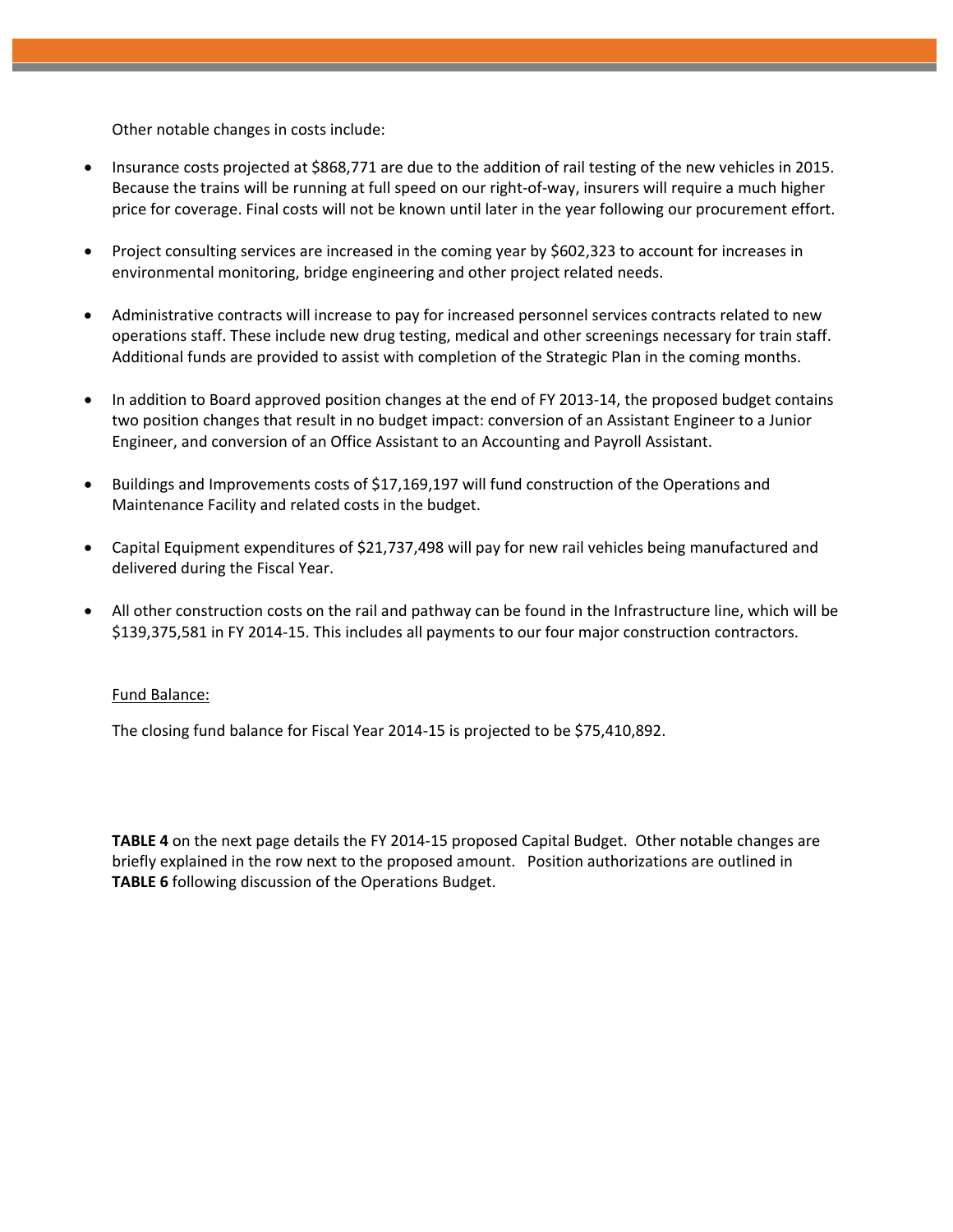Other notable changes in costs include:

- Insurance costs projected at $868,771 are due to the addition of rail testing of the new vehicles in 2015. Because the trains will be running at full speed on our right-of-way, insurers will require a much higher price for coverage. Final costs will not be known until later in the year following our procurement effort.

- Project consulting services are increased in the coming year by $602,323 to account for increases in environmental monitoring, bridge engineering and other project related needs.

- Administrative contracts will increase to pay for increased personnel services contracts related to new operations staff. These include new drug testing, medical and other screenings necessary for train staff. Additional funds are provided to assist with completion of the Strategic Plan in the coming months.

- In addition to Board approved position changes at the end of FY 2013-14, the proposed budget contains two position changes that result in no budget impact: conversion of an Assistant Engineer to a Junior Engineer, and conversion of an Office Assistant to an Accounting and Payroll Assistant.

- Buildings and Improvements costs of $17,169,197 will fund construction of the Operations and Maintenance Facility and related costs in the budget.

- Capital Equipment expenditures of $21,737,498 will pay for new rail vehicles being manufactured and delivered during the Fiscal Year.

- All other construction costs on the rail and pathway can be found in the Infrastructure line, which will be $139,375,581 in FY 2014-15. This includes all payments to our four major construction contractors.

<u>Fund Balance:</u>

The closing fund balance for Fiscal Year 2014-15 is projected to be $75,410,892.

**TABLE 4** on the next page details the FY 2014-15 proposed Capital Budget. Other notable changes are briefly explained in the row next to the proposed amount. Position authorizations are outlined in **TABLE 6** following discussion of the Operations Budget.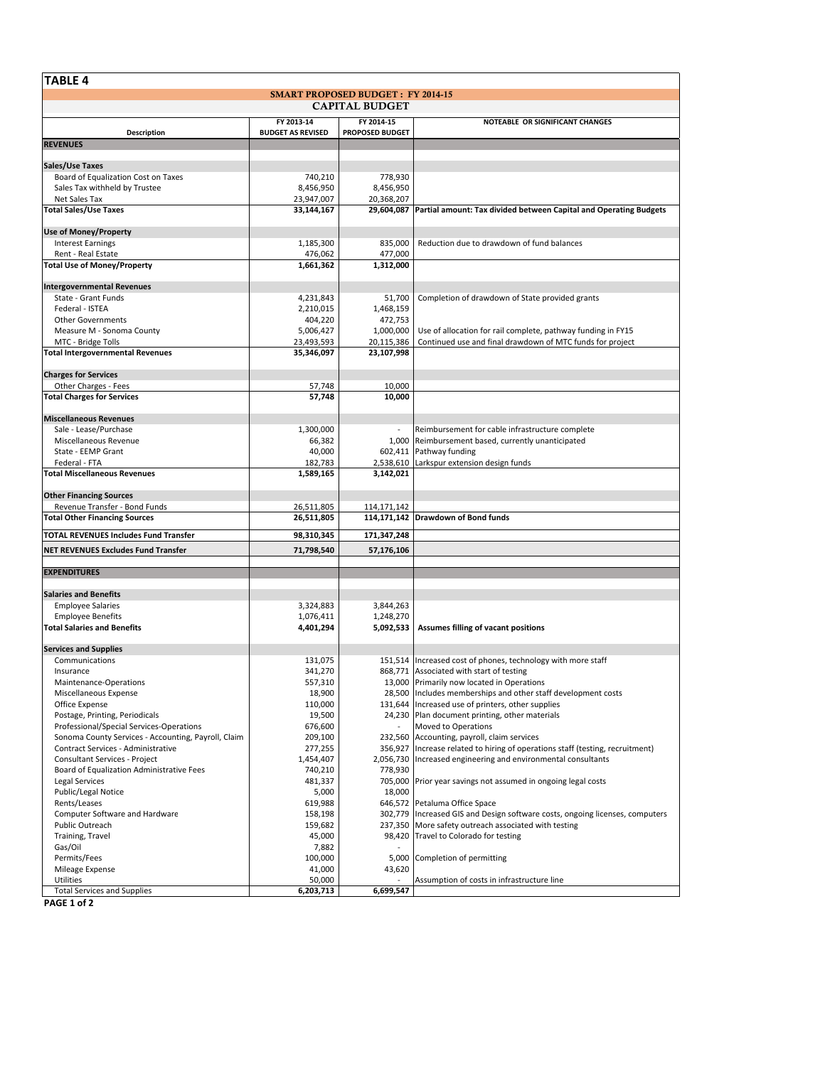# TABLE 4

## SMART PROPOSED BUDGET : FY 2014-15

### CAPITAL BUDGET

| Description | FY 2013-14 BUDGET AS REVISED | FY 2014-15 PROPOSED BUDGET | NOTEABLE OR SIGNIFICANT CHANGES |
|---|---|---|---|
| **REVENUES** | | | |
| **Sales/Use Taxes** | | | |
| Board of Equalization Cost on Taxes | 740,210 | 778,930 | |
| Sales Tax withheld by Trustee | 8,456,950 | 8,456,950 | |
| Net Sales Tax | 23,947,007 | 20,368,207 | |
| **Total Sales/Use Taxes** | **33,144,167** | **29,604,087** | **Partial amount: Tax divided between Capital and Operating Budgets** |
| **Use of Money/Property** | | | |
| Interest Earnings | 1,185,300 | 835,000 | Reduction due to drawdown of fund balances |
| Rent - Real Estate | 476,062 | 477,000 | |
| **Total Use of Money/Property** | **1,661,362** | **1,312,000** | |
| **Intergovernmental Revenues** | | | |
| State - Grant Funds | 4,231,843 | 51,700 | Completion of drawdown of State provided grants |
| Federal - ISTEA | 2,210,015 | 1,468,159 | |
| Other Governments | 404,220 | 472,753 | |
| Measure M - Sonoma County | 5,006,427 | 1,000,000 | Use of allocation for rail complete, pathway funding in FY15 |
| MTC - Bridge Tolls | 23,493,593 | 20,115,386 | Continued use and final drawdown of MTC funds for project |
| **Total Intergovernmental Revenues** | **35,346,097** | **23,107,998** | |
| **Charges for Services** | | | |
| Other Charges - Fees | 57,748 | 10,000 | |
| **Total Charges for Services** | **57,748** | **10,000** | |
| **Miscellaneous Revenues** | | | |
| Sale - Lease/Purchase | 1,300,000 | - | Reimbursement for cable infrastructure complete |
| Miscellaneous Revenue | 66,382 | 1,000 | Reimbursement based, currently unanticipated |
| State - EEMP Grant | 40,000 | 602,411 | Pathway funding |
| Federal - FTA | 182,783 | 2,538,610 | Larkspur extension design funds |
| **Total Miscellaneous Revenues** | **1,589,165** | **3,142,021** | |
| **Other Financing Sources** | | | |
| Revenue Transfer - Bond Funds | 26,511,805 | 114,171,142 | |
| **Total Other Financing Sources** | **26,511,805** | **114,171,142** | **Drawdown of Bond funds** |
| **TOTAL REVENUES Includes Fund Transfer** | **98,310,345** | **171,347,248** | |
| **NET REVENUES Excludes Fund Transfer** | **71,798,540** | **57,176,106** | |
| **EXPENDITURES** | | | |
| **Salaries and Benefits** | | | |
| Employee Salaries | 3,324,883 | 3,844,263 | |
| Employee Benefits | 1,076,411 | 1,248,270 | |
| **Total Salaries and Benefits** | **4,401,294** | **5,092,533** | **Assumes filling of vacant positions** |
| **Services and Supplies** | | | |
| Communications | 131,075 | 151,514 | Increased cost of phones, technology with more staff |
| Insurance | 341,270 | 868,771 | Associated with start of testing |
| Maintenance-Operations | 557,310 | 13,000 | Primarily now located in Operations |
| Miscellaneous Expense | 18,900 | 28,500 | Includes memberships and other staff development costs |
| Office Expense | 110,000 | 131,644 | Increased use of printers, other supplies |
| Postage, Printing, Periodicals | 19,500 | 24,230 | Plan document printing, other materials |
| Professional/Special Services-Operations | 676,600 | - | Moved to Operations |
| Sonoma County Services - Accounting, Payroll, Claim | 209,100 | 232,560 | Accounting, payroll, claim services |
| Contract Services - Administrative | 277,255 | 356,927 | Increase related to hiring of operations staff (testing, recruitment) |
| Consultant Services - Project | 1,454,407 | 2,056,730 | Increased engineering and environmental consultants |
| Board of Equalization Administrative Fees | 740,210 | 778,930 | |
| Legal Services | 481,337 | 705,000 | Prior year savings not assumed in ongoing legal costs |
| Public/Legal Notice | 5,000 | 18,000 | |
| Rents/Leases | 619,988 | 646,572 | Petaluma Office Space |
| Computer Software and Hardware | 158,198 | 302,779 | Increased GIS and Design software costs, ongoing licenses, computers |
| Public Outreach | 159,682 | 237,350 | More safety outreach associated with testing |
| Training, Travel | 45,000 | 98,420 | Travel to Colorado for testing |
| Gas/Oil | 7,882 | - | |
| Permits/Fees | 100,000 | 5,000 | Completion of permitting |
| Mileage Expense | 41,000 | 43,620 | |
| Utilities | 50,000 | - | Assumption of costs in infrastructure line |
| Total Services and Supplies | **6,203,713** | **6,699,547** | |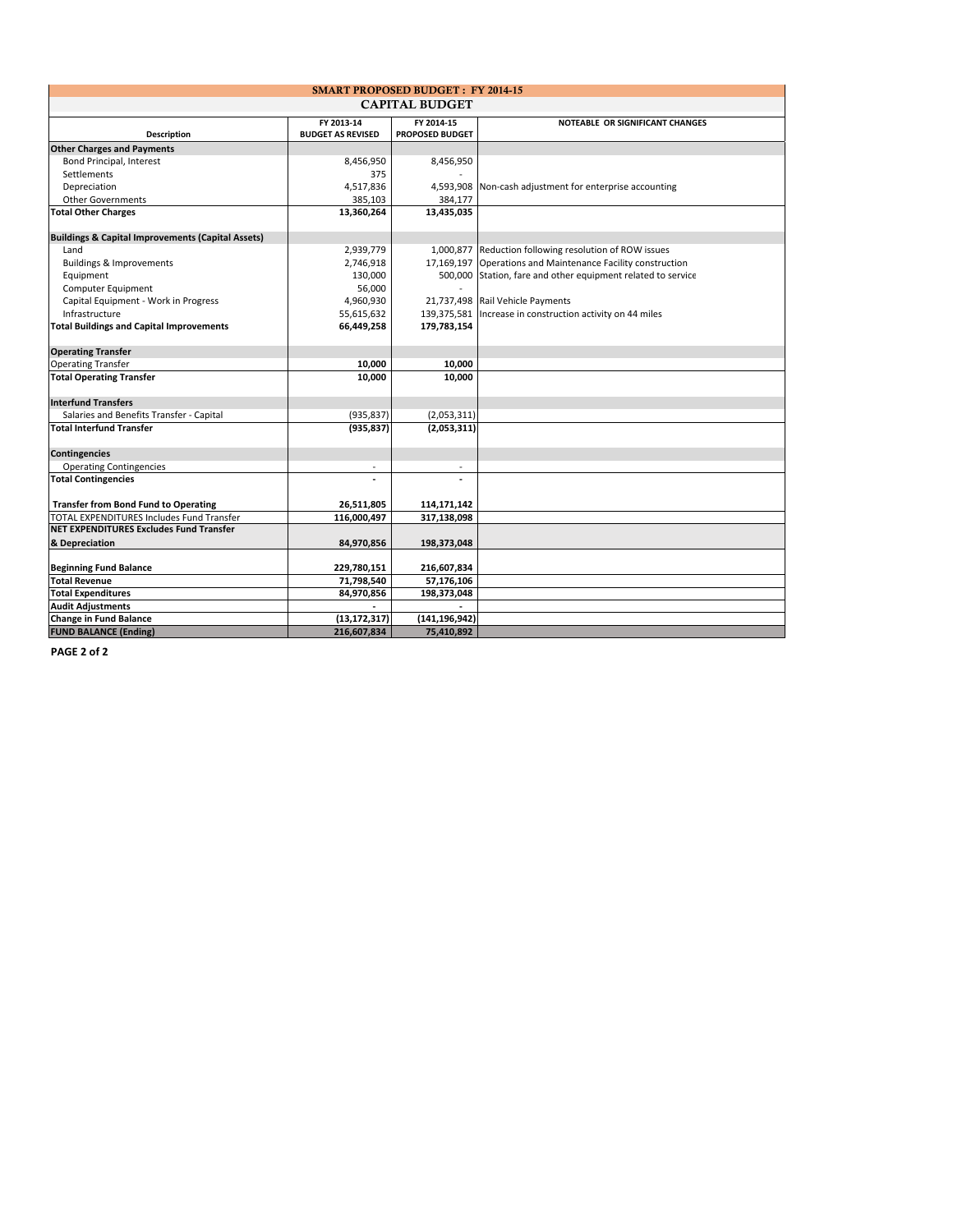## SMART PROPOSED BUDGET : FY 2014-15

### CAPITAL BUDGET

| Description | FY 2013-14 BUDGET AS REVISED | FY 2014-15 PROPOSED BUDGET | NOTEABLE OR SIGNIFICANT CHANGES |
|---|---|---|---|
| **Other Charges and Payments** | | | |
| Bond Principal, Interest | 8,456,950 | 8,456,950 | |
| Settlements | 375 | - | |
| Depreciation | 4,517,836 | 4,593,908 | Non-cash adjustment for enterprise accounting |
| Other Governments | 385,103 | 384,177 | |
| **Total Other Charges** | **13,360,264** | **13,435,035** | |
| | | | |
| **Buildings & Capital Improvements (Capital Assets)** | | | |
| Land | 2,939,779 | 1,000,877 | Reduction following resolution of ROW issues |
| Buildings & Improvements | 2,746,918 | 17,169,197 | Operations and Maintenance Facility construction |
| Equipment | 130,000 | 500,000 | Station, fare and other equipment related to service |
| Computer Equipment | 56,000 | - | |
| Capital Equipment - Work in Progress | 4,960,930 | 21,737,498 | Rail Vehicle Payments |
| Infrastructure | 55,615,632 | 139,375,581 | Increase in construction activity on 44 miles |
| **Total Buildings and Capital Improvements** | **66,449,258** | **179,783,154** | |
| | | | |
| **Operating Transfer** | | | |
| Operating Transfer | **10,000** | **10,000** | |
| **Total Operating Transfer** | **10,000** | **10,000** | |
| | | | |
| **Interfund Transfers** | | | |
| Salaries and Benefits Transfer - Capital | (935,837) | (2,053,311) | |
| **Total Interfund Transfer** | **(935,837)** | **(2,053,311)** | |
| | | | |
| **Contingencies** | | | |
| Operating Contingencies | - | - | |
| **Total Contingencies** | **-** | **-** | |
| | | | |
| **Transfer from Bond Fund to Operating** | **26,511,805** | **114,171,142** | |
| TOTAL EXPENDITURES Includes Fund Transfer | **116,000,497** | **317,138,098** | |
| **NET EXPENDITURES Excludes Fund Transfer & Depreciation** | **84,970,856** | **198,373,048** | |
| | | | |
| **Beginning Fund Balance** | **229,780,151** | **216,607,834** | |
| **Total Revenue** | **71,798,540** | **57,176,106** | |
| **Total Expenditures** | **84,970,856** | **198,373,048** | |
| **Audit Adjustments** | **-** | **-** | |
| **Change in Fund Balance** | **(13,172,317)** | **(141,196,942)** | |
| **FUND BALANCE (Ending)** | **216,607,834** | **75,410,892** | |

**PAGE 2 of 2**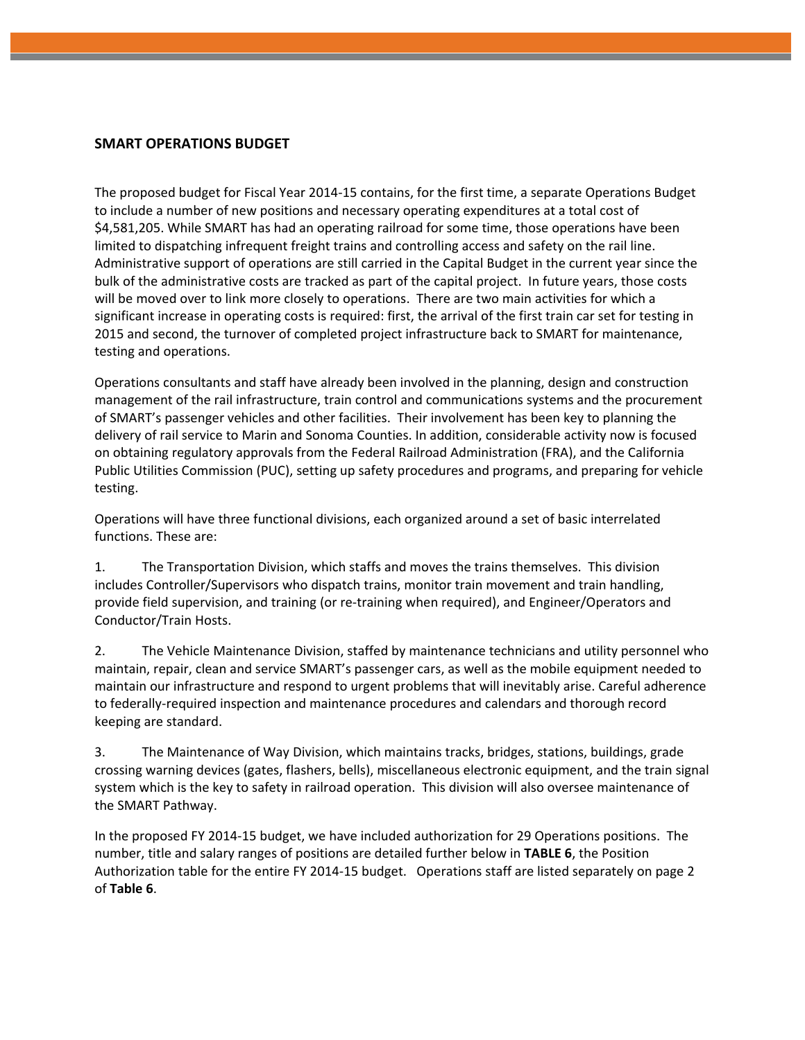## SMART OPERATIONS BUDGET

The proposed budget for Fiscal Year 2014-15 contains, for the first time, a separate Operations Budget to include a number of new positions and necessary operating expenditures at a total cost of $4,581,205. While SMART has had an operating railroad for some time, those operations have been limited to dispatching infrequent freight trains and controlling access and safety on the rail line. Administrative support of operations are still carried in the Capital Budget in the current year since the bulk of the administrative costs are tracked as part of the capital project. In future years, those costs will be moved over to link more closely to operations. There are two main activities for which a significant increase in operating costs is required: first, the arrival of the first train car set for testing in 2015 and second, the turnover of completed project infrastructure back to SMART for maintenance, testing and operations.

Operations consultants and staff have already been involved in the planning, design and construction management of the rail infrastructure, train control and communications systems and the procurement of SMART's passenger vehicles and other facilities. Their involvement has been key to planning the delivery of rail service to Marin and Sonoma Counties. In addition, considerable activity now is focused on obtaining regulatory approvals from the Federal Railroad Administration (FRA), and the California Public Utilities Commission (PUC), setting up safety procedures and programs, and preparing for vehicle testing.

Operations will have three functional divisions, each organized around a set of basic interrelated functions. These are:

1. The Transportation Division, which staffs and moves the trains themselves. This division includes Controller/Supervisors who dispatch trains, monitor train movement and train handling, provide field supervision, and training (or re-training when required), and Engineer/Operators and Conductor/Train Hosts.

2. The Vehicle Maintenance Division, staffed by maintenance technicians and utility personnel who maintain, repair, clean and service SMART's passenger cars, as well as the mobile equipment needed to maintain our infrastructure and respond to urgent problems that will inevitably arise. Careful adherence to federally-required inspection and maintenance procedures and calendars and thorough record keeping are standard.

3. The Maintenance of Way Division, which maintains tracks, bridges, stations, buildings, grade crossing warning devices (gates, flashers, bells), miscellaneous electronic equipment, and the train signal system which is the key to safety in railroad operation. This division will also oversee maintenance of the SMART Pathway.

In the proposed FY 2014-15 budget, we have included authorization for 29 Operations positions. The number, title and salary ranges of positions are detailed further below in **TABLE 6**, the Position Authorization table for the entire FY 2014-15 budget. Operations staff are listed separately on page 2 of **Table 6**.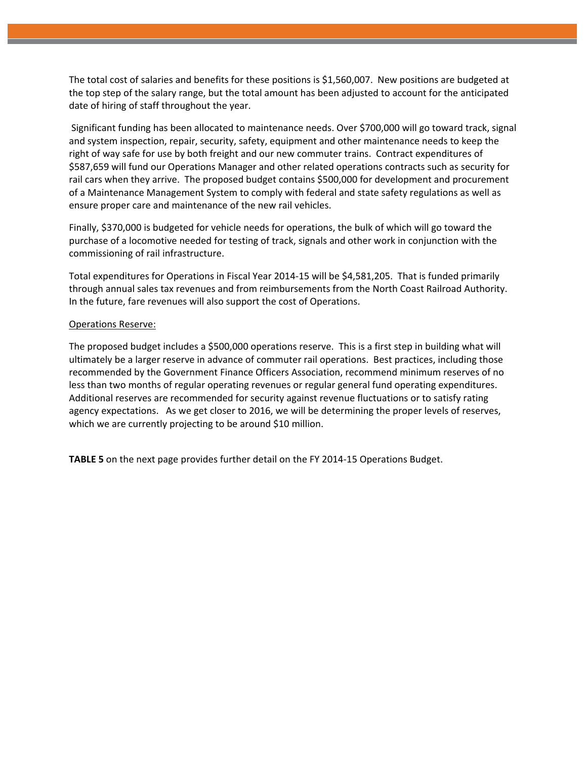The total cost of salaries and benefits for these positions is $1,560,007. New positions are budgeted at the top step of the salary range, but the total amount has been adjusted to account for the anticipated date of hiring of staff throughout the year.

Significant funding has been allocated to maintenance needs. Over $700,000 will go toward track, signal and system inspection, repair, security, safety, equipment and other maintenance needs to keep the right of way safe for use by both freight and our new commuter trains. Contract expenditures of $587,659 will fund our Operations Manager and other related operations contracts such as security for rail cars when they arrive. The proposed budget contains $500,000 for development and procurement of a Maintenance Management System to comply with federal and state safety regulations as well as ensure proper care and maintenance of the new rail vehicles.

Finally, $370,000 is budgeted for vehicle needs for operations, the bulk of which will go toward the purchase of a locomotive needed for testing of track, signals and other work in conjunction with the commissioning of rail infrastructure.

Total expenditures for Operations in Fiscal Year 2014-15 will be $4,581,205. That is funded primarily through annual sales tax revenues and from reimbursements from the North Coast Railroad Authority. In the future, fare revenues will also support the cost of Operations.

<u>Operations Reserve:</u>

The proposed budget includes a $500,000 operations reserve. This is a first step in building what will ultimately be a larger reserve in advance of commuter rail operations. Best practices, including those recommended by the Government Finance Officers Association, recommend minimum reserves of no less than two months of regular operating revenues or regular general fund operating expenditures. Additional reserves are recommended for security against revenue fluctuations or to satisfy rating agency expectations. As we get closer to 2016, we will be determining the proper levels of reserves, which we are currently projecting to be around $10 million.

**TABLE 5** on the next page provides further detail on the FY 2014-15 Operations Budget.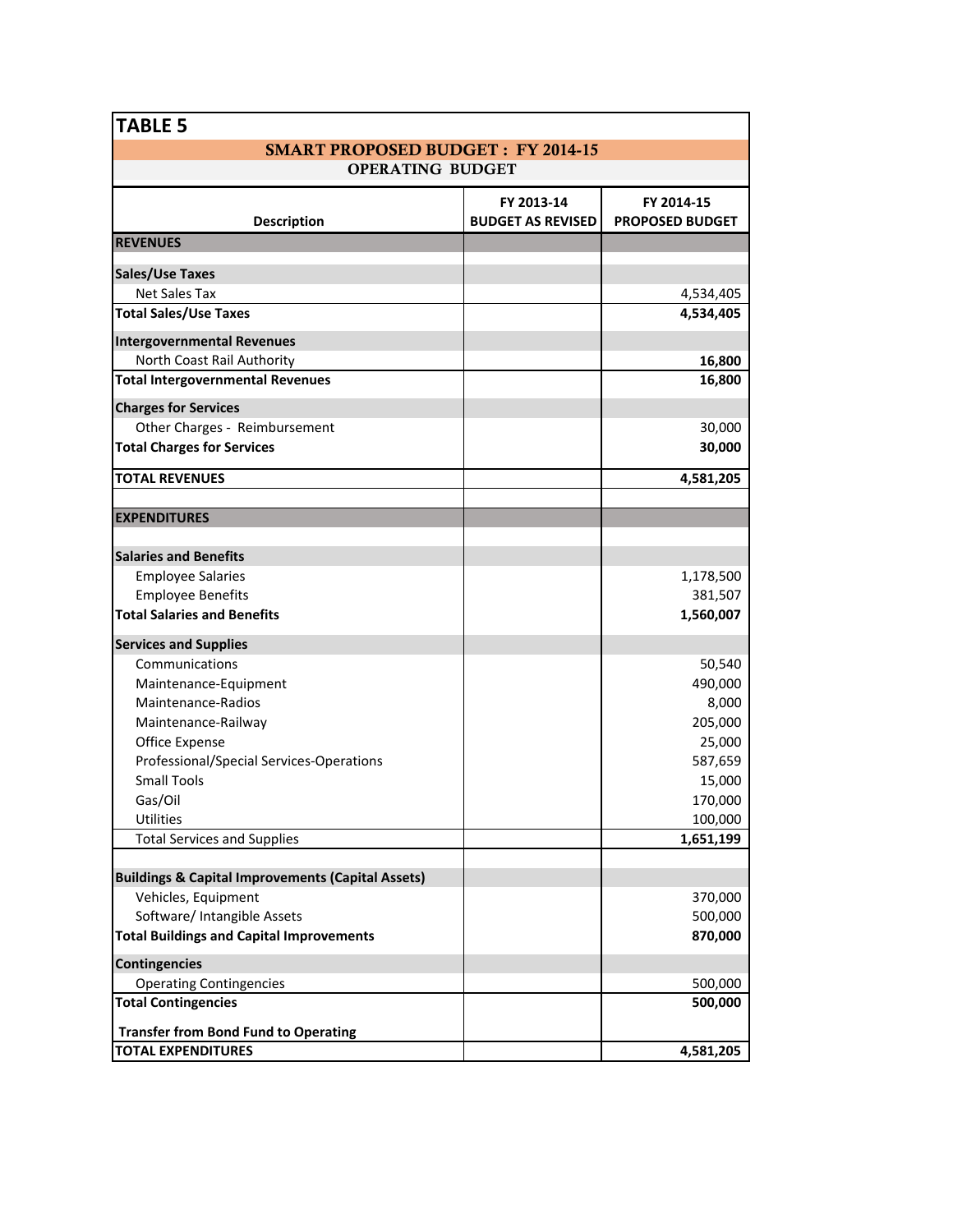# TABLE 5

## SMART PROPOSED BUDGET : FY 2014-15

### OPERATING BUDGET

| Description | FY 2013-14 BUDGET AS REVISED | FY 2014-15 PROPOSED BUDGET |
|---|---|---|
| **REVENUES** | | |
| | | |
| **Sales/Use Taxes** | | |
| Net Sales Tax | | 4,534,405 |
| **Total Sales/Use Taxes** | | **4,534,405** |
| **Intergovernmental Revenues** | | |
| North Coast Rail Authority | | **16,800** |
| **Total Intergovernmental Revenues** | | **16,800** |
| **Charges for Services** | | |
| Other Charges - Reimbursement | | 30,000 |
| **Total Charges for Services** | | **30,000** |
| **TOTAL REVENUES** | | **4,581,205** |
| | | |
| **EXPENDITURES** | | |
| | | |
| **Salaries and Benefits** | | |
| Employee Salaries | | 1,178,500 |
| Employee Benefits | | 381,507 |
| **Total Salaries and Benefits** | | **1,560,007** |
| **Services and Supplies** | | |
| Communications | | 50,540 |
| Maintenance-Equipment | | 490,000 |
| Maintenance-Radios | | 8,000 |
| Maintenance-Railway | | 205,000 |
| Office Expense | | 25,000 |
| Professional/Special Services-Operations | | 587,659 |
| Small Tools | | 15,000 |
| Gas/Oil | | 170,000 |
| Utilities | | 100,000 |
| Total Services and Supplies | | **1,651,199** |
| | | |
| **Buildings & Capital Improvements (Capital Assets)** | | |
| Vehicles, Equipment | | 370,000 |
| Software/ Intangible Assets | | 500,000 |
| **Total Buildings and Capital Improvements** | | **870,000** |
| **Contingencies** | | |
| Operating Contingencies | | 500,000 |
| **Total Contingencies** | | **500,000** |
| **Transfer from Bond Fund to Operating** | | |
| **TOTAL EXPENDITURES** | | **4,581,205** |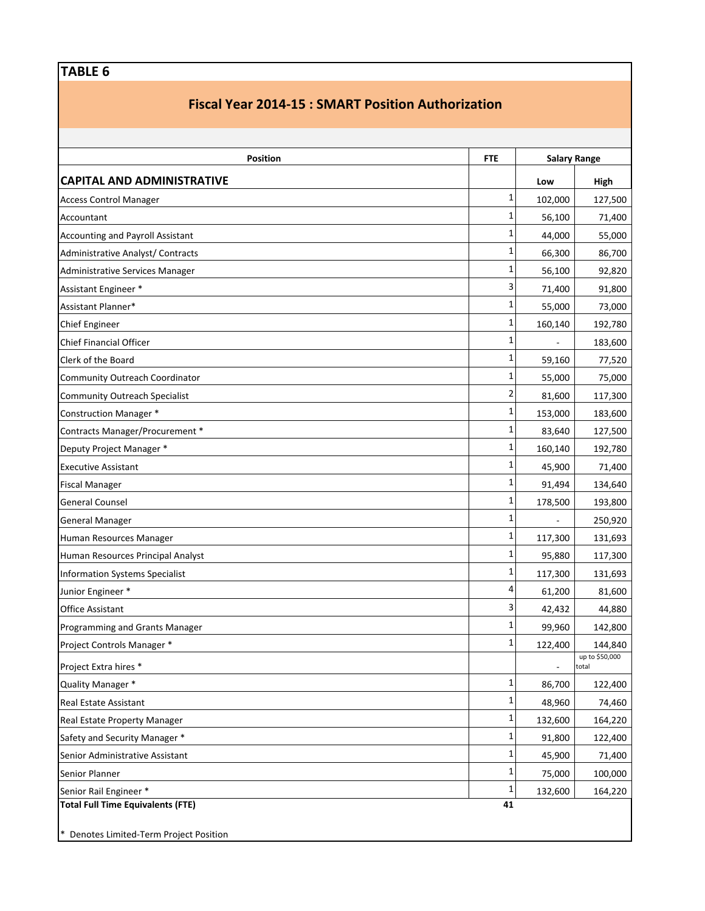**TABLE 6**

## Fiscal Year 2014-15 : SMART Position Authorization

| Position | FTE | Salary Range | |
|---|---|---|---|
| **CAPITAL AND ADMINISTRATIVE** | | Low | High |
| Access Control Manager | 1 | 102,000 | 127,500 |
| Accountant | 1 | 56,100 | 71,400 |
| Accounting and Payroll Assistant | 1 | 44,000 | 55,000 |
| Administrative Analyst/ Contracts | 1 | 66,300 | 86,700 |
| Administrative Services Manager | 1 | 56,100 | 92,820 |
| Assistant Engineer * | 3 | 71,400 | 91,800 |
| Assistant Planner* | 1 | 55,000 | 73,000 |
| Chief Engineer | 1 | 160,140 | 192,780 |
| Chief Financial Officer | 1 | - | 183,600 |
| Clerk of the Board | 1 | 59,160 | 77,520 |
| Community Outreach Coordinator | 1 | 55,000 | 75,000 |
| Community Outreach Specialist | 2 | 81,600 | 117,300 |
| Construction Manager * | 1 | 153,000 | 183,600 |
| Contracts Manager/Procurement * | 1 | 83,640 | 127,500 |
| Deputy Project Manager * | 1 | 160,140 | 192,780 |
| Executive Assistant | 1 | 45,900 | 71,400 |
| Fiscal Manager | 1 | 91,494 | 134,640 |
| General Counsel | 1 | 178,500 | 193,800 |
| General Manager | 1 | - | 250,920 |
| Human Resources Manager | 1 | 117,300 | 131,693 |
| Human Resources Principal Analyst | 1 | 95,880 | 117,300 |
| Information Systems Specialist | 1 | 117,300 | 131,693 |
| Junior Engineer * | 4 | 61,200 | 81,600 |
| Office Assistant | 3 | 42,432 | 44,880 |
| Programming and Grants Manager | 1 | 99,960 | 142,800 |
| Project Controls Manager * | 1 | 122,400 | 144,840 |
| Project Extra hires * | | - | up to $50,000 total |
| Quality Manager * | 1 | 86,700 | 122,400 |
| Real Estate Assistant | 1 | 48,960 | 74,460 |
| Real Estate Property Manager | 1 | 132,600 | 164,220 |
| Safety and Security Manager * | 1 | 91,800 | 122,400 |
| Senior Administrative Assistant | 1 | 45,900 | 71,400 |
| Senior Planner | 1 | 75,000 | 100,000 |
| Senior Rail Engineer * | 1 | 132,600 | 164,220 |
| **Total Full Time Equivalents (FTE)** | **41** | | |

* Denotes Limited-Term Project Position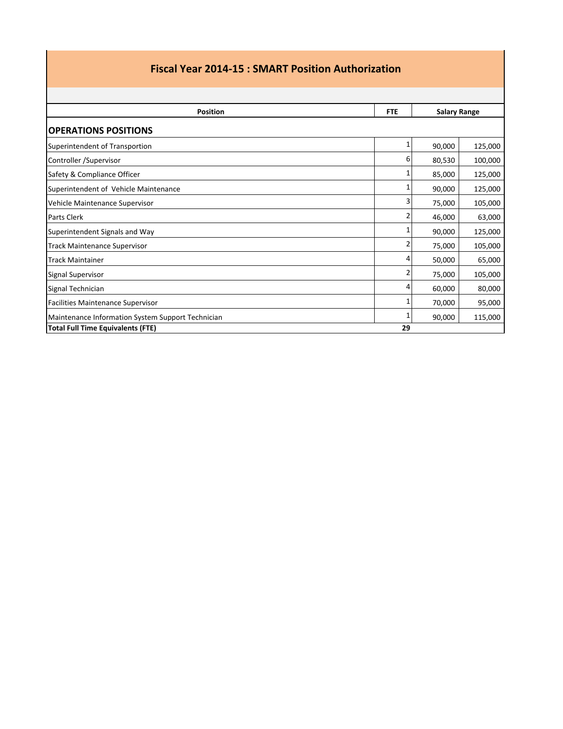# Fiscal Year 2014-15 : SMART Position Authorization

| Position | FTE | Salary Range | |
|---|---|---|---|
| **OPERATIONS POSITIONS** | | | |
| Superintendent of Transportion | 1 | 90,000 | 125,000 |
| Controller /Supervisor | 6 | 80,530 | 100,000 |
| Safety & Compliance Officer | 1 | 85,000 | 125,000 |
| Superintendent of Vehicle Maintenance | 1 | 90,000 | 125,000 |
| Vehicle Maintenance Supervisor | 3 | 75,000 | 105,000 |
| Parts Clerk | 2 | 46,000 | 63,000 |
| Superintendent Signals and Way | 1 | 90,000 | 125,000 |
| Track Maintenance Supervisor | 2 | 75,000 | 105,000 |
| Track Maintainer | 4 | 50,000 | 65,000 |
| Signal Supervisor | 2 | 75,000 | 105,000 |
| Signal Technician | 4 | 60,000 | 80,000 |
| Facilities Maintenance Supervisor | 1 | 70,000 | 95,000 |
| Maintenance Information System Support Technician | 1 | 90,000 | 115,000 |
| **Total Full Time Equivalents (FTE)** | **29** | | |